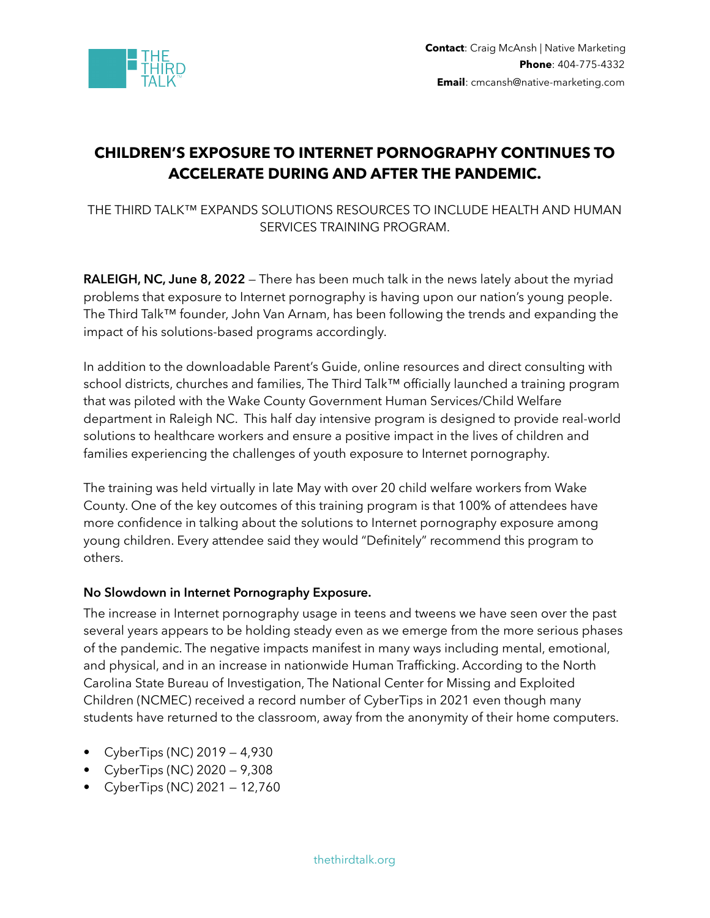THE THIRD TALK™

**Contact**: Craig McAnsh | Native Marketing
**Phone**: 404-775-4332
**Email**: cmcansh@native-marketing.com

# CHILDREN'S EXPOSURE TO INTERNET PORNOGRAPHY CONTINUES TO ACCELERATE DURING AND AFTER THE PANDEMIC.

THE THIRD TALK™ EXPANDS SOLUTIONS RESOURCES TO INCLUDE HEALTH AND HUMAN SERVICES TRAINING PROGRAM.

**RALEIGH, NC, June 8, 2022** — There has been much talk in the news lately about the myriad problems that exposure to Internet pornography is having upon our nation's young people. The Third Talk™ founder, John Van Arnam, has been following the trends and expanding the impact of his solutions-based programs accordingly.

In addition to the downloadable Parent's Guide, online resources and direct consulting with school districts, churches and families, The Third Talk™ officially launched a training program that was piloted with the Wake County Government Human Services/Child Welfare department in Raleigh NC. This half day intensive program is designed to provide real-world solutions to healthcare workers and ensure a positive impact in the lives of children and families experiencing the challenges of youth exposure to Internet pornography.

The training was held virtually in late May with over 20 child welfare workers from Wake County. One of the key outcomes of this training program is that 100% of attendees have more confidence in talking about the solutions to Internet pornography exposure among young children. Every attendee said they would "Definitely" recommend this program to others.

**No Slowdown in Internet Pornography Exposure.**

The increase in Internet pornography usage in teens and tweens we have seen over the past several years appears to be holding steady even as we emerge from the more serious phases of the pandemic. The negative impacts manifest in many ways including mental, emotional, and physical, and in an increase in nationwide Human Trafficking. According to the North Carolina State Bureau of Investigation, The National Center for Missing and Exploited Children (NCMEC) received a record number of CyberTips in 2021 even though many students have returned to the classroom, away from the anonymity of their home computers.

- CyberTips (NC) 2019 — 4,930
- CyberTips (NC) 2020 — 9,308
- CyberTips (NC) 2021 — 12,760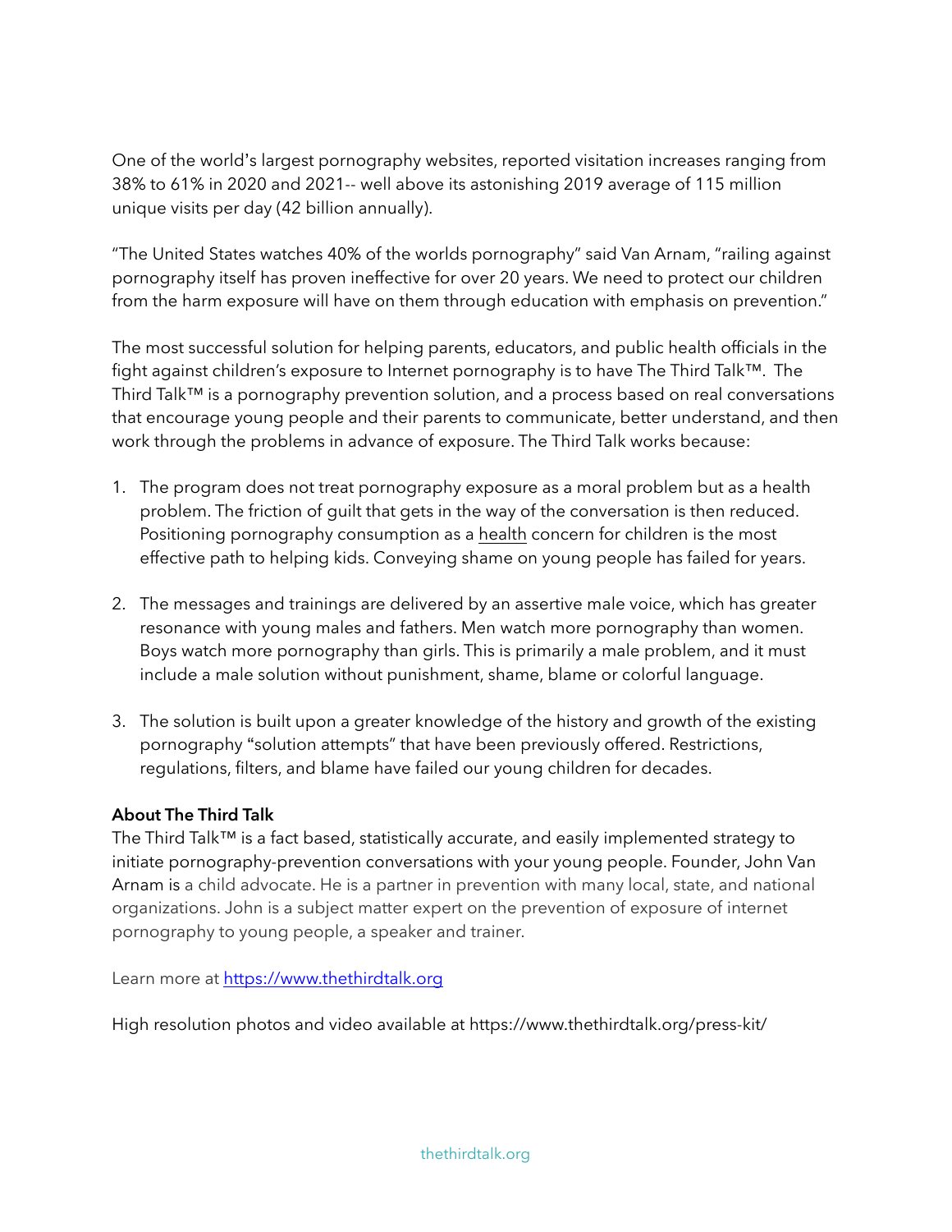One of the world's largest pornography websites, reported visitation increases ranging from 38% to 61% in 2020 and 2021-- well above its astonishing 2019 average of 115 million unique visits per day (42 billion annually).

"The United States watches 40% of the worlds pornography" said Van Arnam, "railing against pornography itself has proven ineffective for over 20 years. We need to protect our children from the harm exposure will have on them through education with emphasis on prevention."

The most successful solution for helping parents, educators, and public health officials in the fight against children's exposure to Internet pornography is to have The Third Talk™. The Third Talk™ is a pornography prevention solution, and a process based on real conversations that encourage young people and their parents to communicate, better understand, and then work through the problems in advance of exposure. The Third Talk works because:

1. The program does not treat pornography exposure as a moral problem but as a health problem. The friction of guilt that gets in the way of the conversation is then reduced. Positioning pornography consumption as a health concern for children is the most effective path to helping kids. Conveying shame on young people has failed for years.

2. The messages and trainings are delivered by an assertive male voice, which has greater resonance with young males and fathers. Men watch more pornography than women. Boys watch more pornography than girls. This is primarily a male problem, and it must include a male solution without punishment, shame, blame or colorful language.

3. The solution is built upon a greater knowledge of the history and growth of the existing pornography "solution attempts" that have been previously offered. Restrictions, regulations, filters, and blame have failed our young children for decades.

**About The Third Talk**

The Third Talk™ is a fact based, statistically accurate, and easily implemented strategy to initiate pornography-prevention conversations with your young people. Founder, John Van Arnam is a child advocate. He is a partner in prevention with many local, state, and national organizations. John is a subject matter expert on the prevention of exposure of internet pornography to young people, a speaker and trainer.

Learn more at https://www.thethirdtalk.org

High resolution photos and video available at https://www.thethirdtalk.org/press-kit/